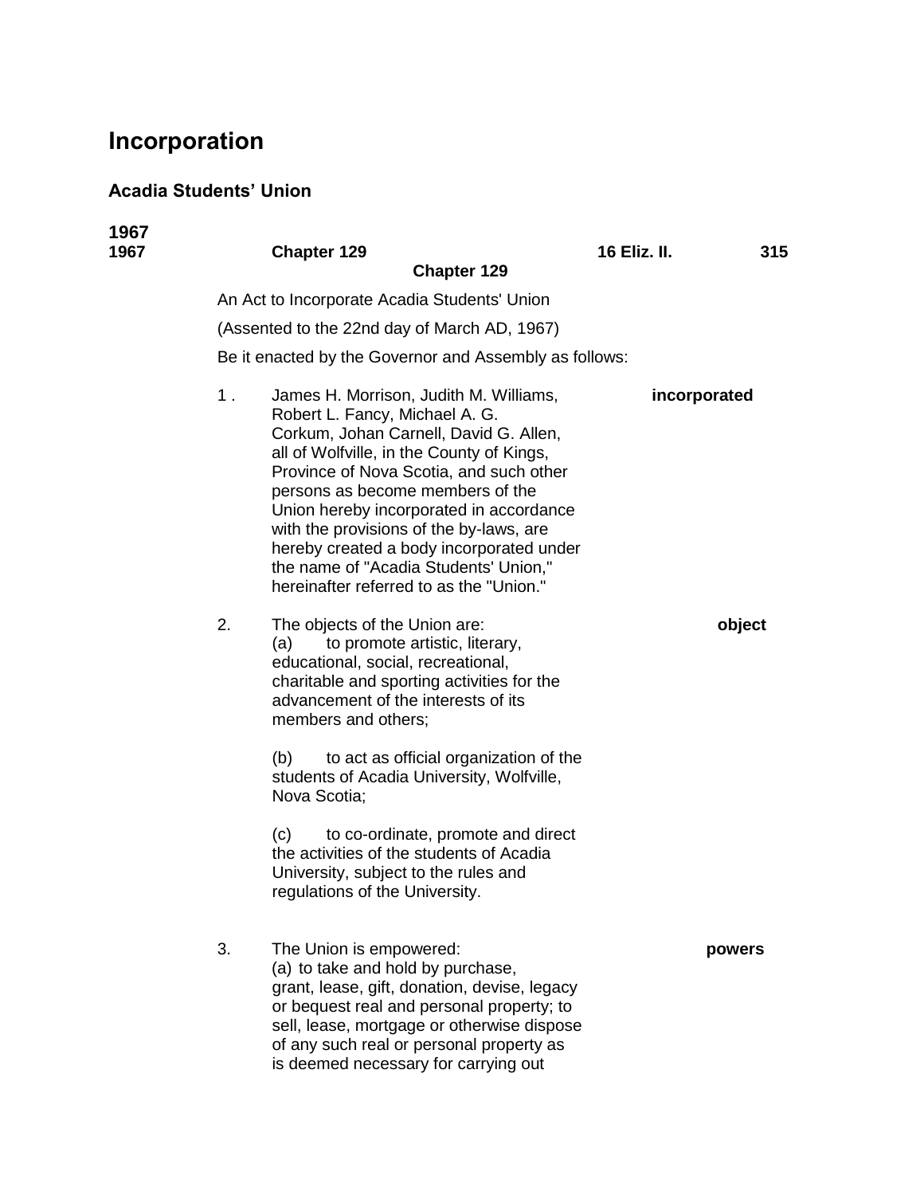# Incorporation

## Acadia Students' Union

**1967**

**1967 Chapter 129 16 Eliz. II. 315**

**Chapter 129**

An Act to Incorporate Acadia Students' Union

(Assented to the 22nd day of March AD, 1967)

Be it enacted by the Governor and Assembly as follows:

1 . **incorporated** James H. Morrison, Judith M. Williams, Robert L. Fancy, Michael A. G. Corkum, Johan Carnell, David G. Allen, all of Wolfville, in the County of Kings, Province of Nova Scotia, and such other persons as become members of the Union hereby incorporated in accordance with the provisions of the by-laws, are hereby created a body incorporated under the name of "Acadia Students' Union," hereinafter referred to as the "Union."

2. **object** The objects of the Union are:

(a) to promote artistic, literary, educational, social, recreational, charitable and sporting activities for the advancement of the interests of its members and others;

(b) to act as official organization of the students of Acadia University, Wolfville, Nova Scotia;

(c) to co-ordinate, promote and direct the activities of the students of Acadia University, subject to the rules and regulations of the University.

3. **powers** The Union is empowered:

(a) to take and hold by purchase, grant, lease, gift, donation, devise, legacy or bequest real and personal property; to sell, lease, mortgage or otherwise dispose of any such real or personal property as is deemed necessary for carrying out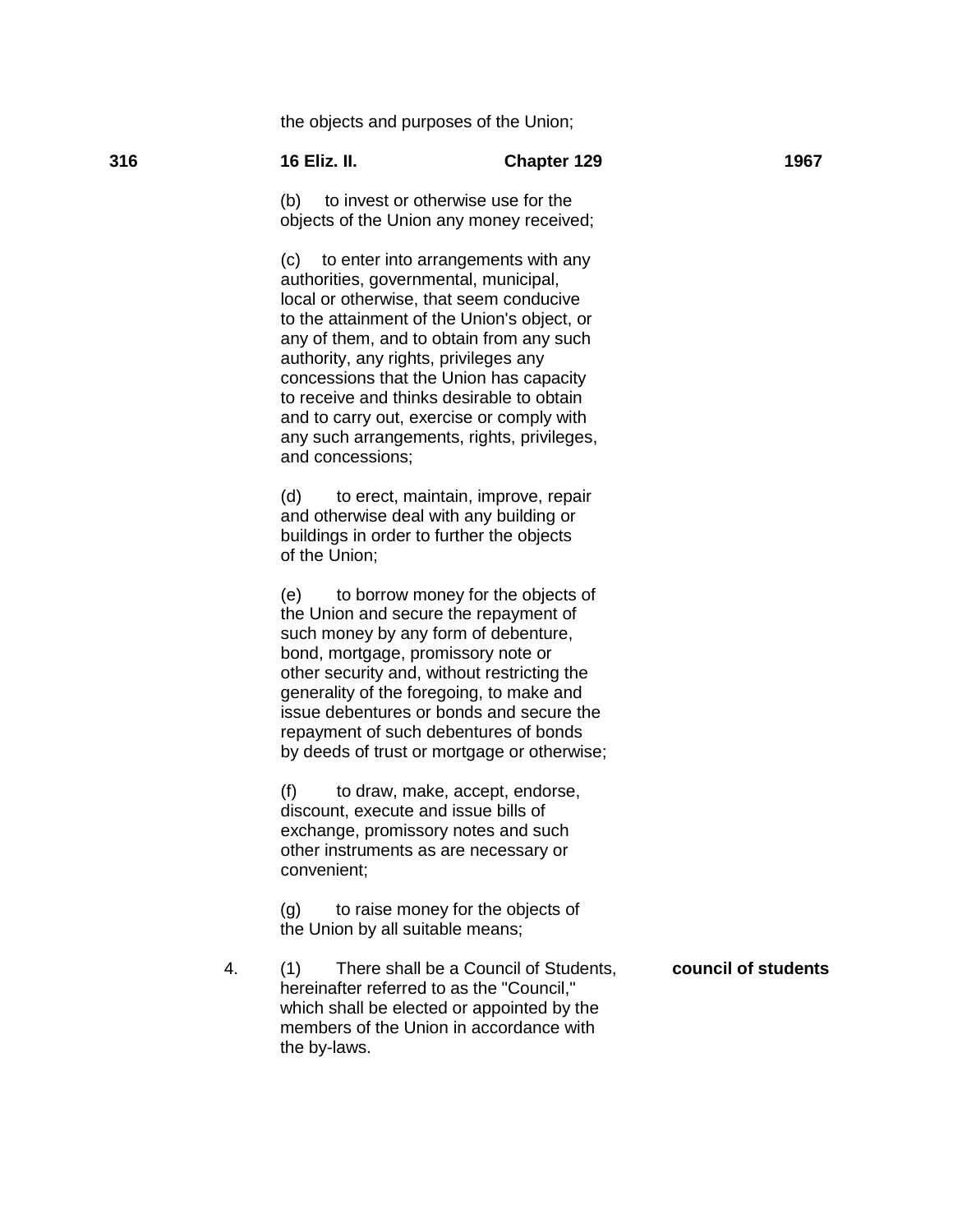the objects and purposes of the Union;

(b) to invest or otherwise use for the objects of the Union any money received;

(c) to enter into arrangements with any authorities, governmental, municipal, local or otherwise, that seem conducive to the attainment of the Union's object, or any of them, and to obtain from any such authority, any rights, privileges any concessions that the Union has capacity to receive and thinks desirable to obtain and to carry out, exercise or comply with any such arrangements, rights, privileges, and concessions;

(d) to erect, maintain, improve, repair and otherwise deal with any building or buildings in order to further the objects of the Union;

(e) to borrow money for the objects of the Union and secure the repayment of such money by any form of debenture, bond, mortgage, promissory note or other security and, without restricting the generality of the foregoing, to make and issue debentures or bonds and secure the repayment of such debentures of bonds by deeds of trust or mortgage or otherwise;

(f) to draw, make, accept, endorse, discount, execute and issue bills of exchange, promissory notes and such other instruments as are necessary or convenient;

(g) to raise money for the objects of the Union by all suitable means;

**council of students**

4. (1) There shall be a Council of Students, hereinafter referred to as the "Council," which shall be elected or appointed by the members of the Union in accordance with the by-laws.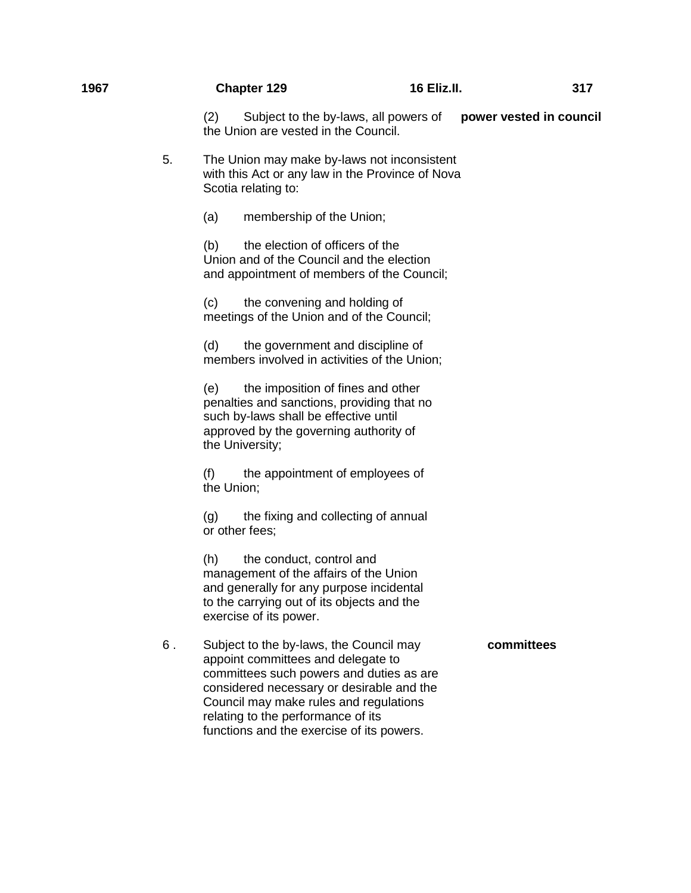(2) Subject to the by-laws, all powers of the Union are vested in the Council. **power vested in council**

5. The Union may make by-laws not inconsistent with this Act or any law in the Province of Nova Scotia relating to:

(a) membership of the Union;

(b) the election of officers of the Union and of the Council and the election and appointment of members of the Council;

(c) the convening and holding of meetings of the Union and of the Council;

(d) the government and discipline of members involved in activities of the Union;

(e) the imposition of fines and other penalties and sanctions, providing that no such by-laws shall be effective until approved by the governing authority of the University;

(f) the appointment of employees of the Union;

(g) the fixing and collecting of annual or other fees;

(h) the conduct, control and management of the affairs of the Union and generally for any purpose incidental to the carrying out of its objects and the exercise of its power.

6 . Subject to the by-laws, the Council may appoint committees and delegate to committees such powers and duties as are considered necessary or desirable and the Council may make rules and regulations relating to the performance of its functions and the exercise of its powers. **committees**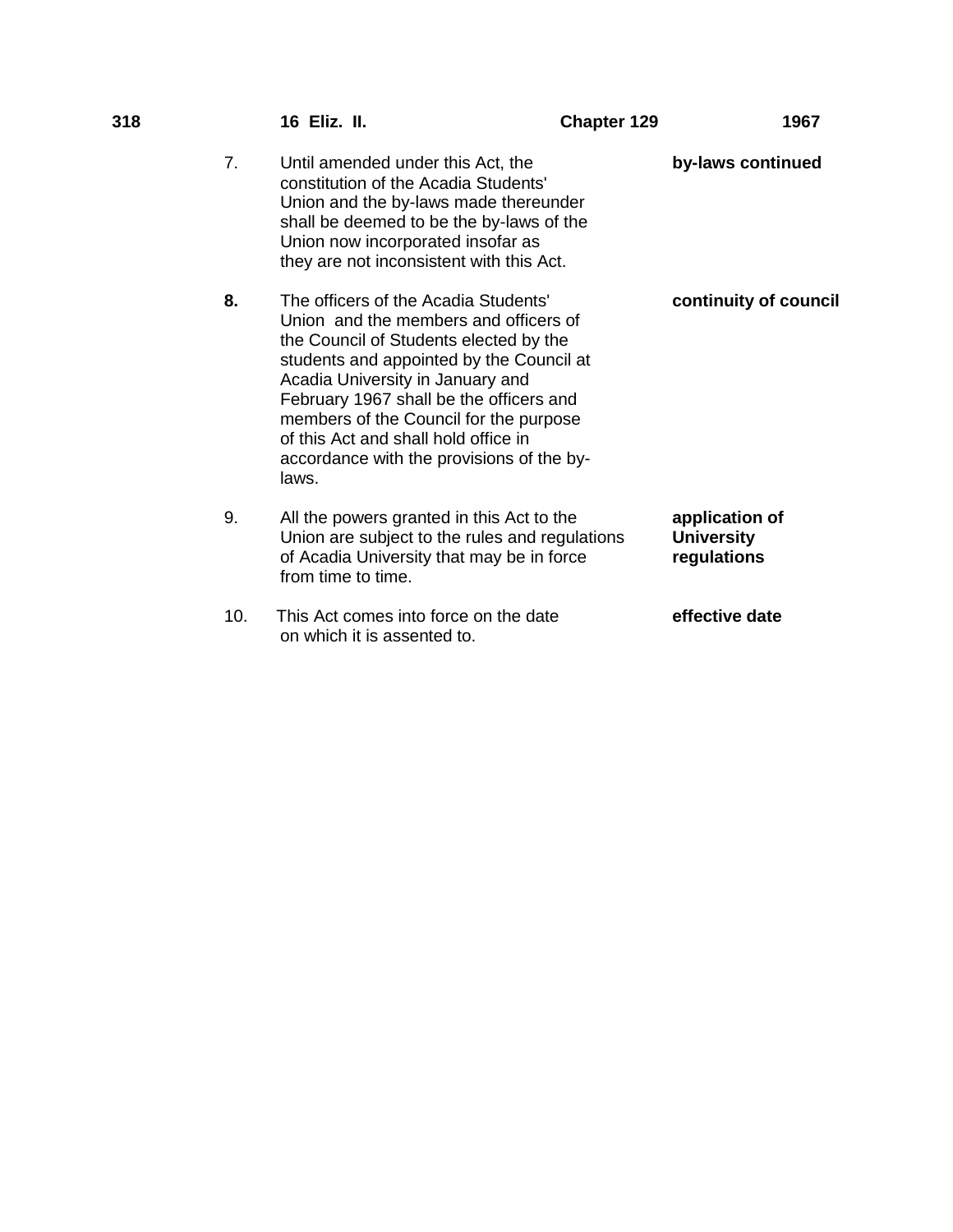7. Until amended under this Act, the constitution of the Acadia Students' Union and the by-laws made thereunder shall be deemed to be the by-laws of the Union now incorporated insofar as they are not inconsistent with this Act. **by-laws continued**

**8.** The officers of the Acadia Students' Union and the members and officers of the Council of Students elected by the students and appointed by the Council at Acadia University in January and February 1967 shall be the officers and members of the Council for the purpose of this Act and shall hold office in accordance with the provisions of the by-laws. **continuity of council**

9. All the powers granted in this Act to the Union are subject to the rules and regulations of Acadia University that may be in force from time to time. **application of University regulations**

10. This Act comes into force on the date on which it is assented to. **effective date**